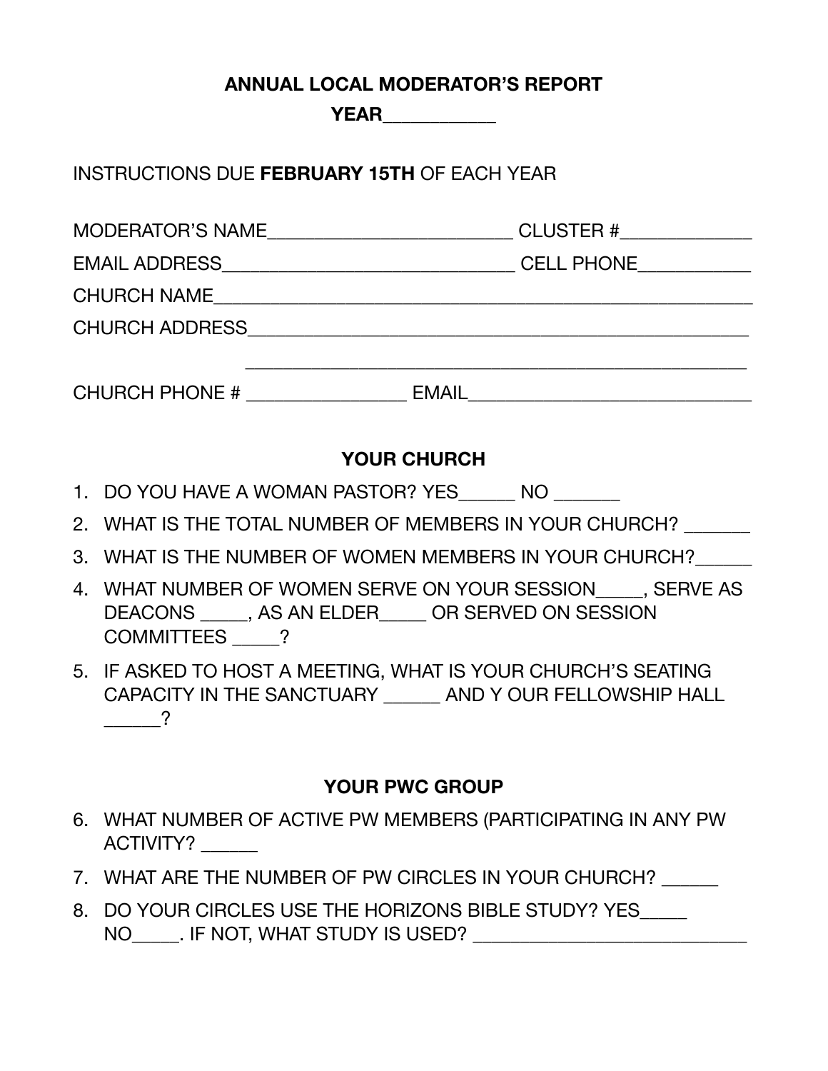# ANNUAL LOCAL MODERATOR'S REPORT

**YEAR___________**

INSTRUCTIONS DUE **FEBRUARY 15TH** OF EACH YEAR

MODERATOR'S NAME_________________________ CLUSTER #_____________

EMAIL ADDRESS_____________________________ CELL PHONE___________

CHURCH NAME_______________________________________________________

CHURCH ADDRESS____________________________________________________

_________________________________________________________________

CHURCH PHONE # ________________ EMAIL_____________________________

## YOUR CHURCH

1. DO YOU HAVE A WOMAN PASTOR? YES______ NO _______
2. WHAT IS THE TOTAL NUMBER OF MEMBERS IN YOUR CHURCH? _______
3. WHAT IS THE NUMBER OF WOMEN MEMBERS IN YOUR CHURCH?______
4. WHAT NUMBER OF WOMEN SERVE ON YOUR SESSION_____, SERVE AS DEACONS _____, AS AN ELDER_____ OR SERVED ON SESSION COMMITTEES _____?
5. IF ASKED TO HOST A MEETING, WHAT IS YOUR CHURCH'S SEATING CAPACITY IN THE SANCTUARY ______ AND Y OUR FELLOWSHIP HALL ______?

## YOUR PWC GROUP

6. WHAT NUMBER OF ACTIVE PW MEMBERS (PARTICIPATING IN ANY PW ACTIVITY? ______
7. WHAT ARE THE NUMBER OF PW CIRCLES IN YOUR CHURCH? ______
8. DO YOUR CIRCLES USE THE HORIZONS BIBLE STUDY? YES_____ NO_____. IF NOT, WHAT STUDY IS USED? ____________________________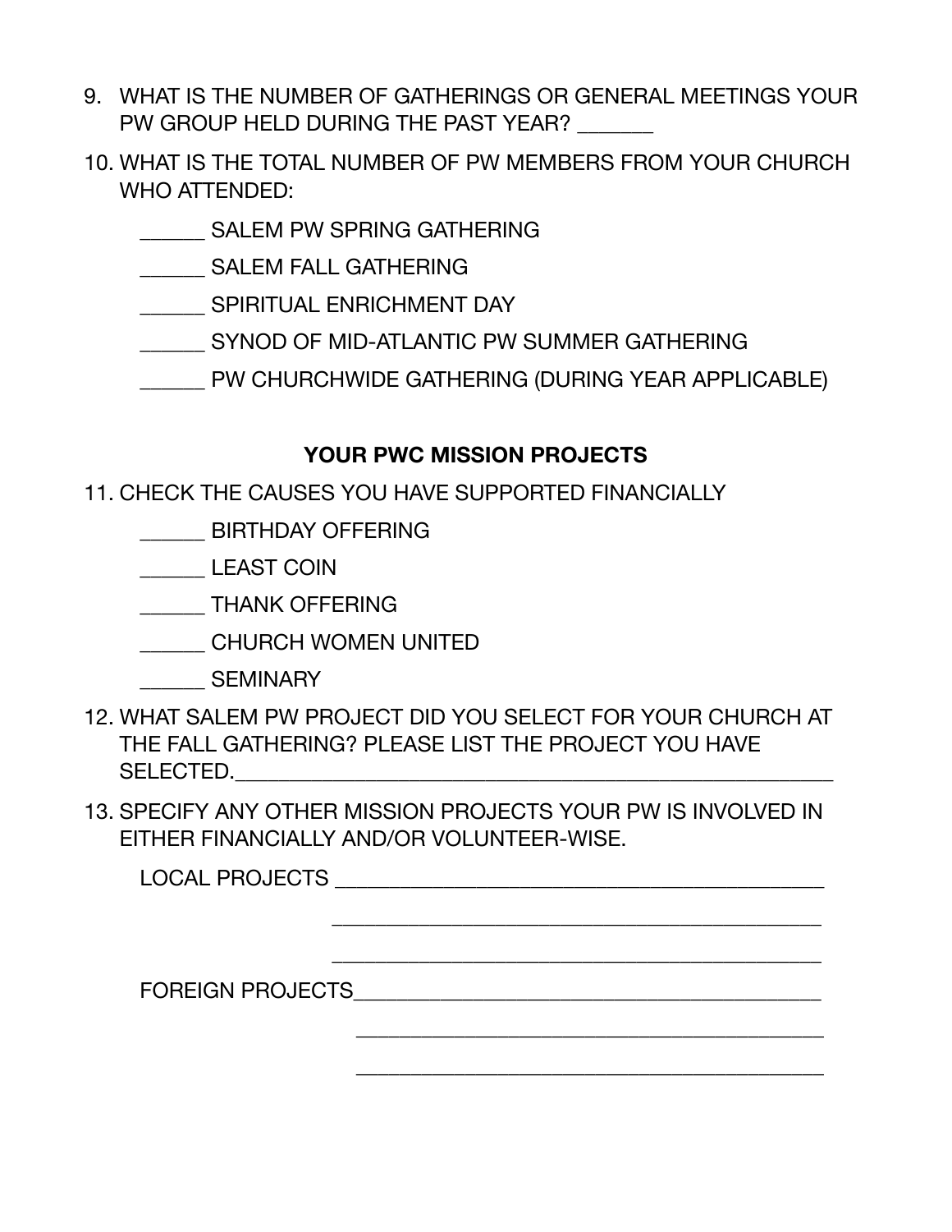9. WHAT IS THE NUMBER OF GATHERINGS OR GENERAL MEETINGS YOUR PW GROUP HELD DURING THE PAST YEAR? _______

10. WHAT IS THE TOTAL NUMBER OF PW MEMBERS FROM YOUR CHURCH WHO ATTENDED:

    ______ SALEM PW SPRING GATHERING

    ______ SALEM FALL GATHERING

    ______ SPIRITUAL ENRICHMENT DAY

    ______ SYNOD OF MID-ATLANTIC PW SUMMER GATHERING

    ______ PW CHURCHWIDE GATHERING (DURING YEAR APPLICABLE)

**YOUR PWC MISSION PROJECTS**

11. CHECK THE CAUSES YOU HAVE SUPPORTED FINANCIALLY

    ______ BIRTHDAY OFFERING

    ______ LEAST COIN

    ______ THANK OFFERING

    ______ CHURCH WOMEN UNITED

    ______ SEMINARY

12. WHAT SALEM PW PROJECT DID YOU SELECT FOR YOUR CHURCH AT THE FALL GATHERING? PLEASE LIST THE PROJECT YOU HAVE SELECTED.______________________________________________________

13. SPECIFY ANY OTHER MISSION PROJECTS YOUR PW IS INVOLVED IN EITHER FINANCIALLY AND/OR VOLUNTEER-WISE.

    LOCAL PROJECTS ___________________________________________

    ___________________________________________

    ___________________________________________

    FOREIGN PROJECTS_________________________________________

    ___________________________________________

    ___________________________________________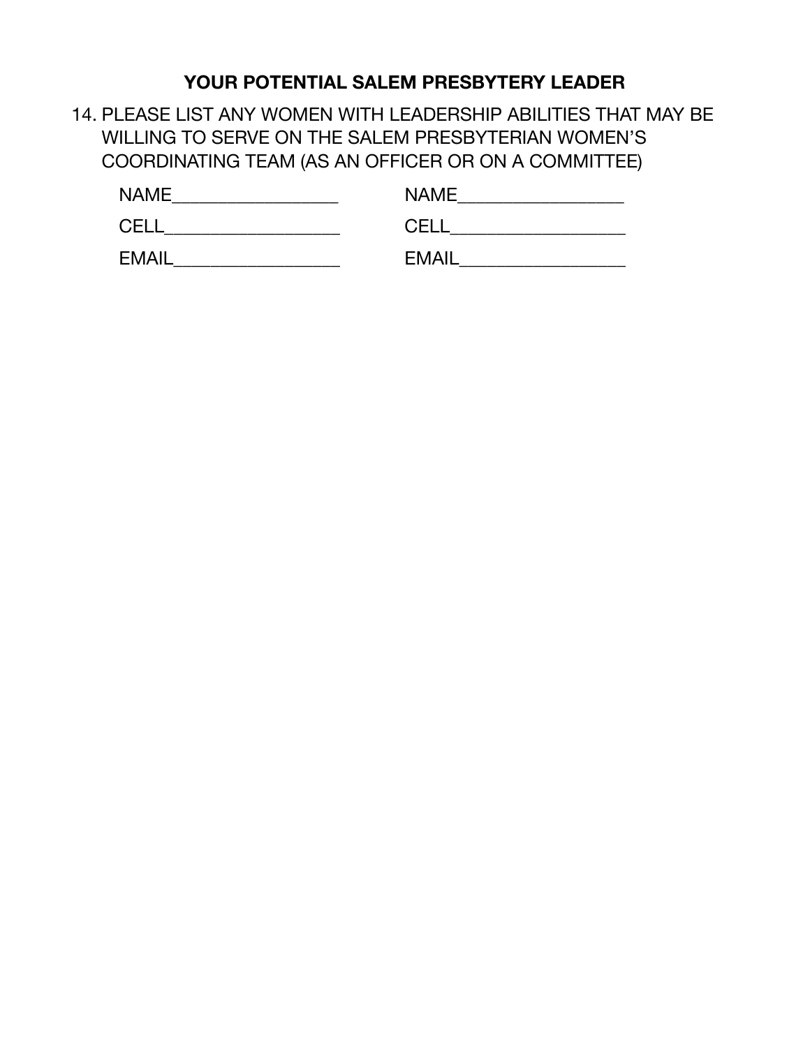## YOUR POTENTIAL SALEM PRESBYTERY LEADER

14. PLEASE LIST ANY WOMEN WITH LEADERSHIP ABILITIES THAT MAY BE WILLING TO SERVE ON THE SALEM PRESBYTERIAN WOMEN'S COORDINATING TEAM (AS AN OFFICER OR ON A COMMITTEE)

NAME_________________ NAME_________________

CELL__________________ CELL__________________

EMAIL_________________ EMAIL_________________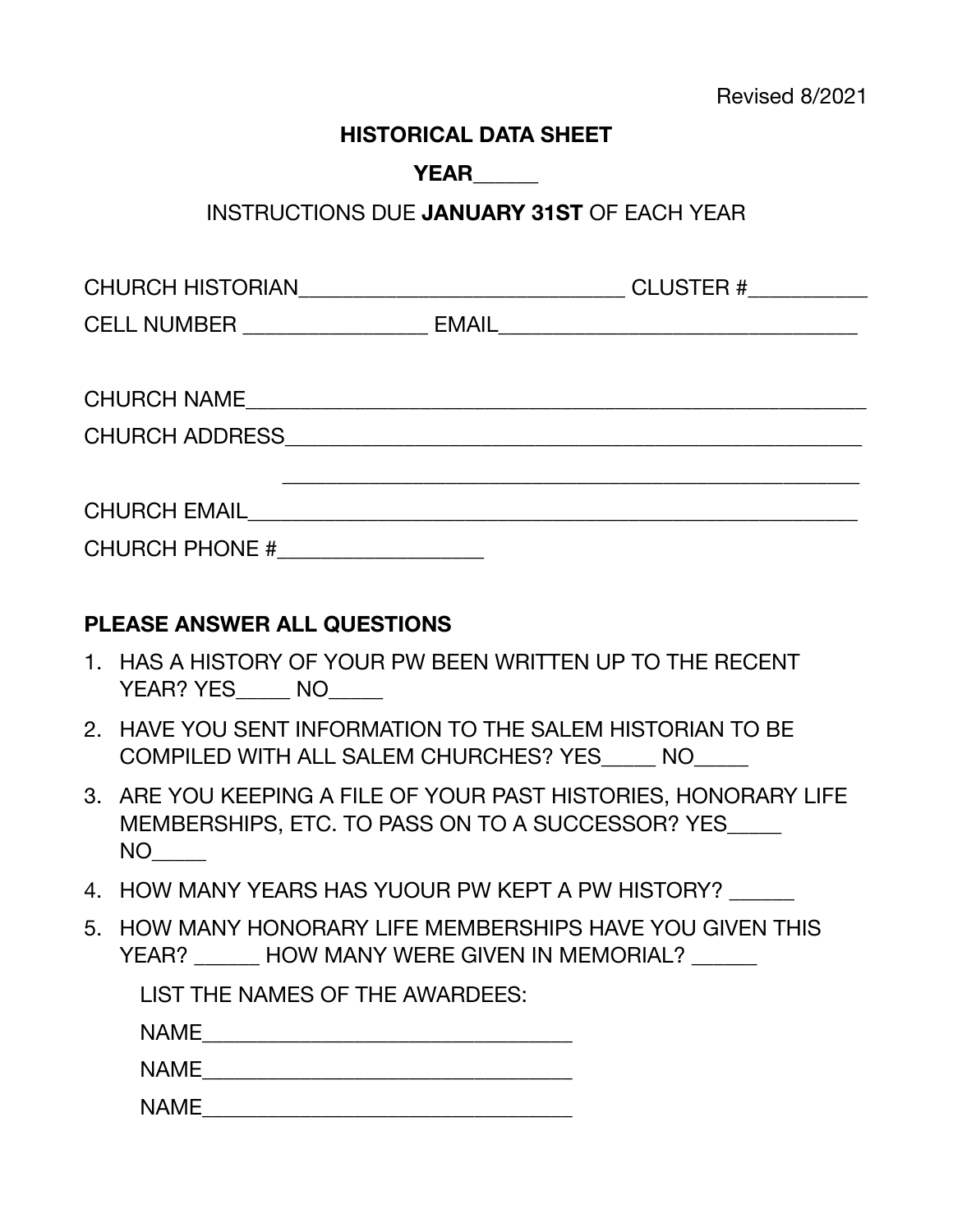Revised 8/2021

**HISTORICAL DATA SHEET**

**YEAR______**

INSTRUCTIONS DUE **JANUARY 31ST** OF EACH YEAR

CHURCH HISTORIAN_____________________________ CLUSTER #__________

CELL NUMBER ________________ EMAIL________________________________

CHURCH NAME________________________________________________________

CHURCH ADDRESS_____________________________________________________

_____________________________________________________

CHURCH EMAIL________________________________________________________

CHURCH PHONE #__________________

**PLEASE ANSWER ALL QUESTIONS**

1. HAS A HISTORY OF YOUR PW BEEN WRITTEN UP TO THE RECENT YEAR? YES_____ NO_____
2. HAVE YOU SENT INFORMATION TO THE SALEM HISTORIAN TO BE COMPILED WITH ALL SALEM CHURCHES? YES_____ NO_____
3. ARE YOU KEEPING A FILE OF YOUR PAST HISTORIES, HONORARY LIFE MEMBERSHIPS, ETC. TO PASS ON TO A SUCCESSOR? YES_____ NO_____
4. HOW MANY YEARS HAS YUOUR PW KEPT A PW HISTORY? ______
5. HOW MANY HONORARY LIFE MEMBERSHIPS HAVE YOU GIVEN THIS YEAR? ______ HOW MANY WERE GIVEN IN MEMORIAL? ______

   LIST THE NAMES OF THE AWARDEES:

   NAME_________________________________

   NAME_________________________________

   NAME_________________________________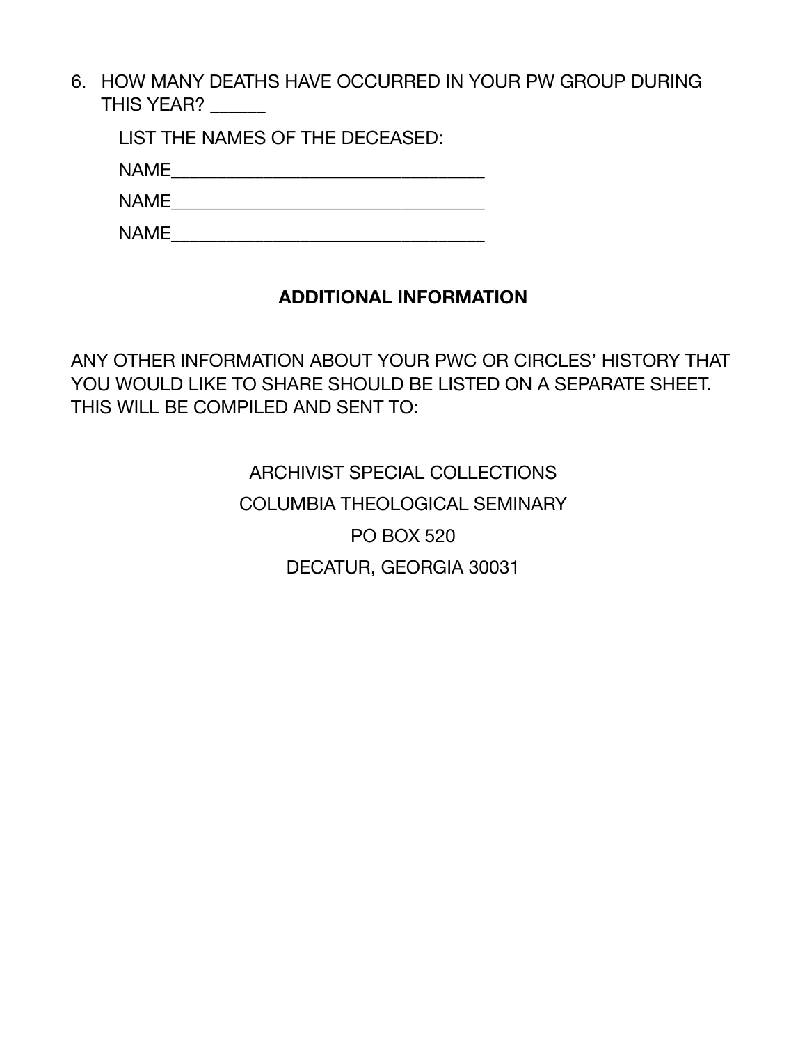6. HOW MANY DEATHS HAVE OCCURRED IN YOUR PW GROUP DURING THIS YEAR? ______

   LIST THE NAMES OF THE DECEASED:

   NAME_________________________________

   NAME_________________________________

   NAME_________________________________

## ADDITIONAL INFORMATION

ANY OTHER INFORMATION ABOUT YOUR PWC OR CIRCLES' HISTORY THAT YOU WOULD LIKE TO SHARE SHOULD BE LISTED ON A SEPARATE SHEET. THIS WILL BE COMPILED AND SENT TO:

ARCHIVIST SPECIAL COLLECTIONS
COLUMBIA THEOLOGICAL SEMINARY
PO BOX 520
DECATUR, GEORGIA 30031